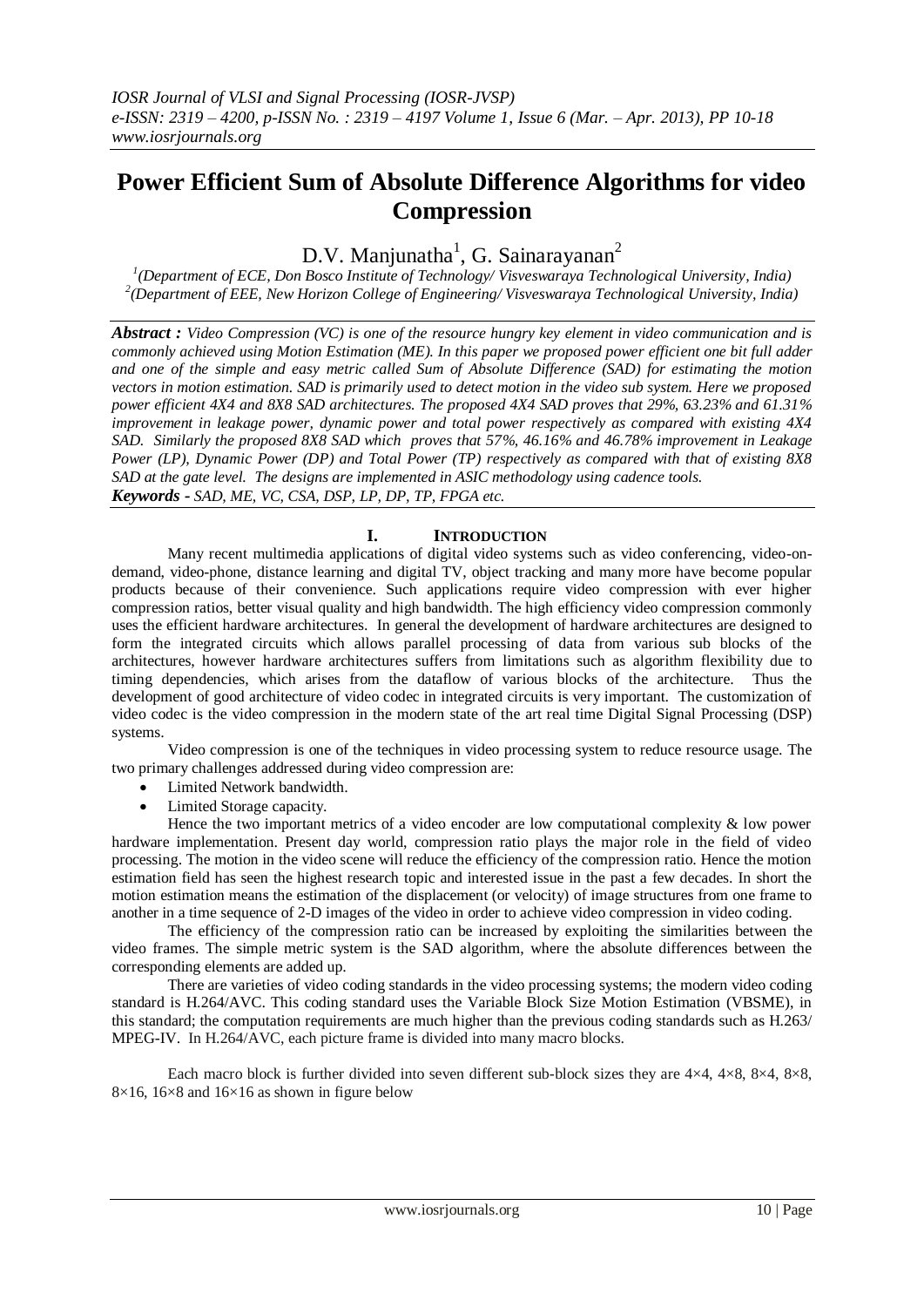# Power Efficient Sum of Absolute Difference Algorithms for video Compression

D.V. Manjunatha[1], G. Sainarayanan[2]

[1](Department of ECE, Don Bosco Institute of Technology/ Visveswaraya Technological University, India)
[2](Department of EEE, New Horizon College of Engineering/ Visveswaraya Technological University, India)

***Abstract :*** *Video Compression (VC) is one of the resource hungry key element in video communication and is commonly achieved using Motion Estimation (ME). In this paper we proposed power efficient one bit full adder and one of the simple and easy metric called Sum of Absolute Difference (SAD) for estimating the motion vectors in motion estimation. SAD is primarily used to detect motion in the video sub system. Here we proposed power efficient 4X4 and 8X8 SAD architectures. The proposed 4X4 SAD proves that 29%, 63.23% and 61.31% improvement in leakage power, dynamic power and total power respectively as compared with existing 4X4 SAD. Similarly the proposed 8X8 SAD which proves that 57%, 46.16% and 46.78% improvement in Leakage Power (LP), Dynamic Power (DP) and Total Power (TP) respectively as compared with that of existing 8X8 SAD at the gate level. The designs are implemented in ASIC methodology using cadence tools.*

***Keywords -*** *SAD, ME, VC, CSA, DSP, LP, DP, TP, FPGA etc.*

## I. Introduction

Many recent multimedia applications of digital video systems such as video conferencing, video-on-demand, video-phone, distance learning and digital TV, object tracking and many more have become popular products because of their convenience. Such applications require video compression with ever higher compression ratios, better visual quality and high bandwidth. The high efficiency video compression commonly uses the efficient hardware architectures. In general the development of hardware architectures are designed to form the integrated circuits which allows parallel processing of data from various sub blocks of the architectures, however hardware architectures suffers from limitations such as algorithm flexibility due to timing dependencies, which arises from the dataflow of various blocks of the architecture. Thus the development of good architecture of video codec in integrated circuits is very important. The customization of video codec is the video compression in the modern state of the art real time Digital Signal Processing (DSP) systems.

Video compression is one of the techniques in video processing system to reduce resource usage. The two primary challenges addressed during video compression are:

- Limited Network bandwidth.
- Limited Storage capacity.

Hence the two important metrics of a video encoder are low computational complexity & low power hardware implementation. Present day world, compression ratio plays the major role in the field of video processing. The motion in the video scene will reduce the efficiency of the compression ratio. Hence the motion estimation field has seen the highest research topic and interested issue in the past a few decades. In short the motion estimation means the estimation of the displacement (or velocity) of image structures from one frame to another in a time sequence of 2-D images of the video in order to achieve video compression in video coding.

The efficiency of the compression ratio can be increased by exploiting the similarities between the video frames. The simple metric system is the SAD algorithm, where the absolute differences between the corresponding elements are added up.

There are varieties of video coding standards in the video processing systems; the modern video coding standard is H.264/AVC. This coding standard uses the Variable Block Size Motion Estimation (VBSME), in this standard; the computation requirements are much higher than the previous coding standards such as H.263/ MPEG-IV. In H.264/AVC, each picture frame is divided into many macro blocks.

Each macro block is further divided into seven different sub-block sizes they are 4×4, 4×8, 8×4, 8×8, 8×16, 16×8 and 16×16 as shown in figure below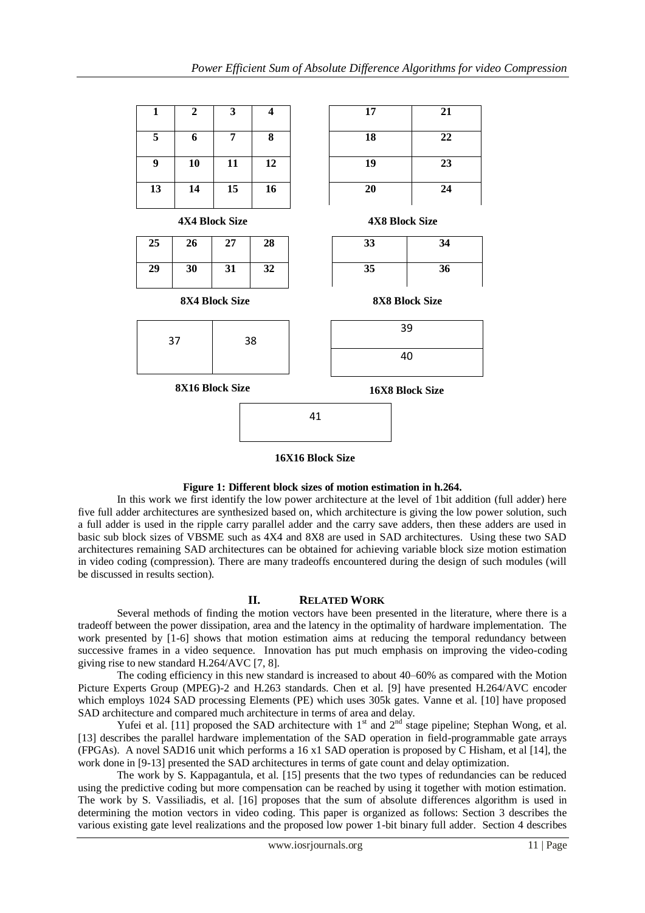| 1 | 2 | 3 | 4 |
|---|---|---|---|
| 5 | 6 | 7 | 8 |
| 9 | 10 | 11 | 12 |
| 13 | 14 | 15 | 16 |

**4X4 Block Size**

| 17 | 21 |
|---|---|
| 18 | 22 |
| 19 | 23 |
| 20 | 24 |

**4X8 Block Size**

| 25 | 26 | 27 | 28 |
|---|---|---|---|
| 29 | 30 | 31 | 32 |

**8X4 Block Size**

| 33 | 34 |
|---|---|
| 35 | 36 |

**8X8 Block Size**

| 37 | 38 |
|---|---|

**8X16 Block Size**

| 39 |
|---|
| 40 |

**16X8 Block Size**

| 41 |
|---|

**16X16 Block Size**

**Figure 1: Different block sizes of motion estimation in h.264.**

In this work we first identify the low power architecture at the level of 1bit addition (full adder) here five full adder architectures are synthesized based on, which architecture is giving the low power solution, such a full adder is used in the ripple carry parallel adder and the carry save adders, then these adders are used in basic sub block sizes of VBSME such as 4X4 and 8X8 are used in SAD architectures. Using these two SAD architectures remaining SAD architectures can be obtained for achieving variable block size motion estimation in video coding (compression). There are many tradeoffs encountered during the design of such modules (will be discussed in results section).

## II. RELATED WORK

Several methods of finding the motion vectors have been presented in the literature, where there is a tradeoff between the power dissipation, area and the latency in the optimality of hardware implementation. The work presented by [1-6] shows that motion estimation aims at reducing the temporal redundancy between successive frames in a video sequence. Innovation has put much emphasis on improving the video-coding giving rise to new standard H.264/AVC [7, 8].

The coding efficiency in this new standard is increased to about 40–60% as compared with the Motion Picture Experts Group (MPEG)-2 and H.263 standards. Chen et al. [9] have presented H.264/AVC encoder which employs 1024 SAD processing Elements (PE) which uses 305k gates. Vanne et al. [10] have proposed SAD architecture and compared much architecture in terms of area and delay.

Yufei et al. [11] proposed the SAD architecture with 1st and 2nd stage pipeline; Stephan Wong, et al. [13] describes the parallel hardware implementation of the SAD operation in field-programmable gate arrays (FPGAs). A novel SAD16 unit which performs a 16 x1 SAD operation is proposed by C Hisham, et al [14], the work done in [9-13] presented the SAD architectures in terms of gate count and delay optimization.

The work by S. Kappagantula, et al. [15] presents that the two types of redundancies can be reduced using the predictive coding but more compensation can be reached by using it together with motion estimation. The work by S. Vassiliadis, et al. [16] proposes that the sum of absolute differences algorithm is used in determining the motion vectors in video coding. This paper is organized as follows: Section 3 describes the various existing gate level realizations and the proposed low power 1-bit binary full adder. Section 4 describes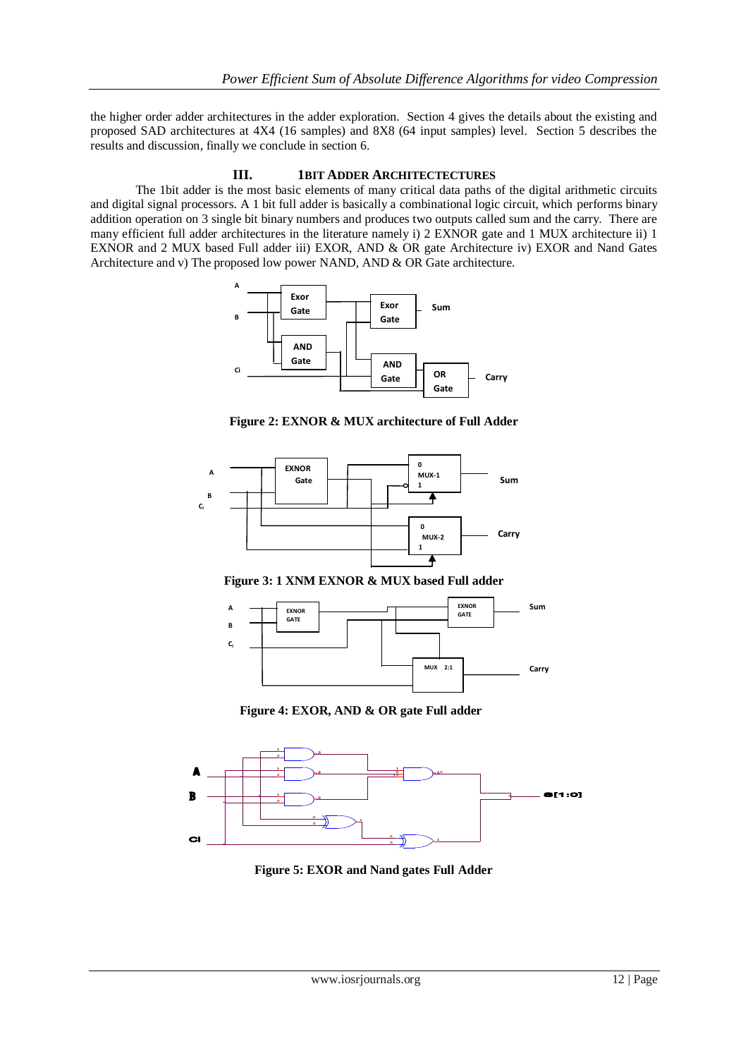the higher order adder architectures in the adder exploration. Section 4 gives the details about the existing and proposed SAD architectures at 4X4 (16 samples) and 8X8 (64 input samples) level. Section 5 describes the results and discussion, finally we conclude in section 6.

## III. 1BIT ADDER ARCHITECTURES

The 1bit adder is the most basic elements of many critical data paths of the digital arithmetic circuits and digital signal processors. A 1 bit full adder is basically a combinational logic circuit, which performs binary addition operation on 3 single bit binary numbers and produces two outputs called sum and the carry. There are many efficient full adder architectures in the literature namely i) 2 EXNOR gate and 1 MUX architecture ii) 1 EXNOR and 2 MUX based Full adder iii) EXOR, AND & OR gate Architecture iv) EXOR and Nand Gates Architecture and v) The proposed low power NAND, AND & OR Gate architecture.

**Figure 2: EXNOR & MUX architecture of Full Adder**

**Figure 3: 1 XNM EXNOR & MUX based Full adder**

**Figure 4: EXOR, AND & OR gate Full adder**

**Figure 5: EXOR and Nand gates Full Adder**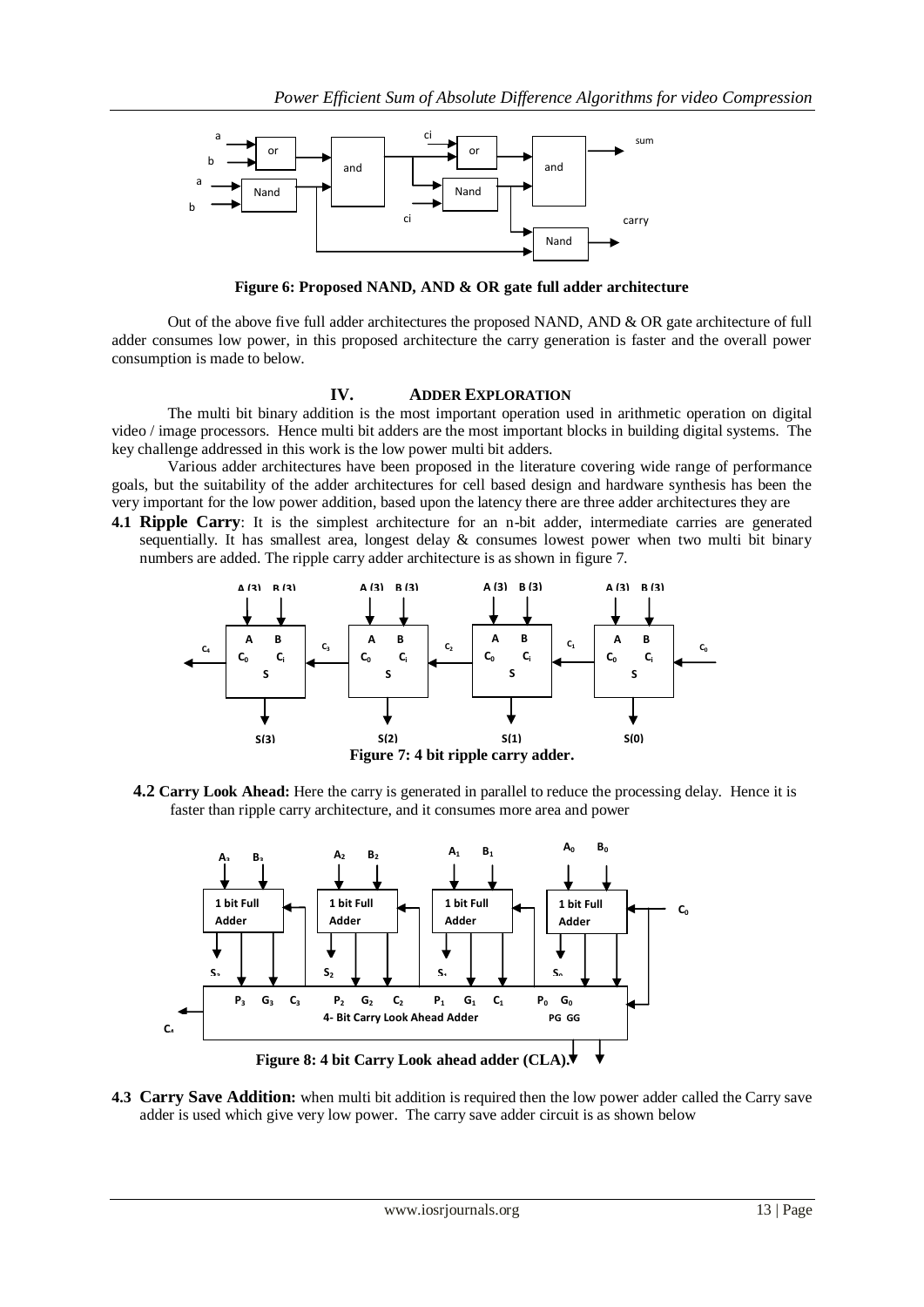**Figure 6: Proposed NAND, AND & OR gate full adder architecture**

Out of the above five full adder architectures the proposed NAND, AND & OR gate architecture of full adder consumes low power, in this proposed architecture the carry generation is faster and the overall power consumption is made to below.

## IV. ADDER EXPLORATION

The multi bit binary addition is the most important operation used in arithmetic operation on digital video / image processors. Hence multi bit adders are the most important blocks in building digital systems. The key challenge addressed in this work is the low power multi bit adders.

Various adder architectures have been proposed in the literature covering wide range of performance goals, but the suitability of the adder architectures for cell based design and hardware synthesis has been the very important for the low power addition, based upon the latency there are three adder architectures they are

**4.1 Ripple Carry**: It is the simplest architecture for an n-bit adder, intermediate carries are generated sequentially. It has smallest area, longest delay & consumes lowest power when two multi bit binary numbers are added. The ripple carry adder architecture is as shown in figure 7.

**Figure 7: 4 bit ripple carry adder.**

**4.2 Carry Look Ahead:** Here the carry is generated in parallel to reduce the processing delay. Hence it is faster than ripple carry architecture, and it consumes more area and power

**Figure 8: 4 bit Carry Look ahead adder (CLA).**

**4.3 Carry Save Addition:** when multi bit addition is required then the low power adder called the Carry save adder is used which give very low power. The carry save adder circuit is as shown below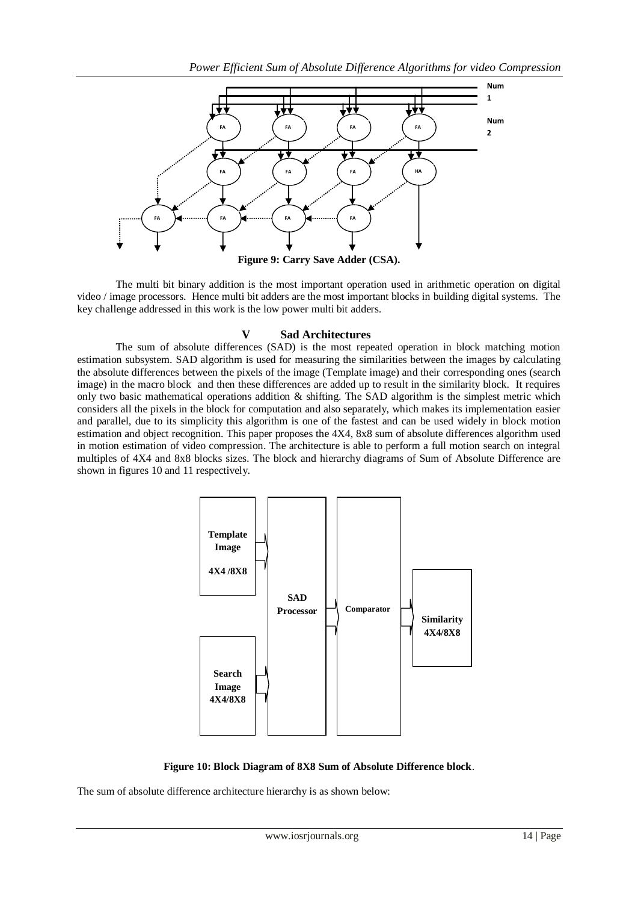Figure 9: Carry Save Adder (CSA).

The multi bit binary addition is the most important operation used in arithmetic operation on digital video / image processors. Hence multi bit adders are the most important blocks in building digital systems. The key challenge addressed in this work is the low power multi bit adders.

## V Sad Architectures

The sum of absolute differences (SAD) is the most repeated operation in block matching motion estimation subsystem. SAD algorithm is used for measuring the similarities between the images by calculating the absolute differences between the pixels of the image (Template image) and their corresponding ones (search image) in the macro block and then these differences are added up to result in the similarity block. It requires only two basic mathematical operations addition & shifting. The SAD algorithm is the simplest metric which considers all the pixels in the block for computation and also separately, which makes its implementation easier and parallel, due to its simplicity this algorithm is one of the fastest and can be used widely in block motion estimation and object recognition. This paper proposes the 4X4, 8x8 sum of absolute differences algorithm used in motion estimation of video compression. The architecture is able to perform a full motion search on integral multiples of 4X4 and 8x8 blocks sizes. The block and hierarchy diagrams of Sum of Absolute Difference are shown in figures 10 and 11 respectively.

**Figure 10: Block Diagram of 8X8 Sum of Absolute Difference block**.

The sum of absolute difference architecture hierarchy is as shown below: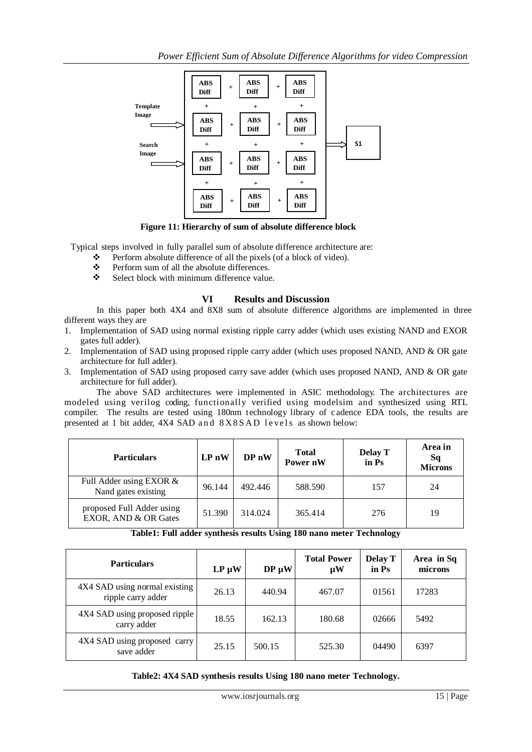Figure 11: Hierarchy of sum of absolute difference block

Typical steps involved in fully parallel sum of absolute difference architecture are:

- Perform absolute difference of all the pixels (of a block of video).
- Perform sum of all the absolute differences.
- Select block with minimum difference value.

## VI Results and Discussion

In this paper both 4X4 and 8X8 sum of absolute difference algorithms are implemented in three different ways they are

1. Implementation of SAD using normal existing ripple carry adder (which uses existing NAND and EXOR gates full adder).
2. Implementation of SAD using proposed ripple carry adder (which uses proposed NAND, AND & OR gate architecture for full adder).
3. Implementation of SAD using proposed carry save adder (which uses proposed NAND, AND & OR gate architecture for full adder).

The above SAD architectures were implemented in ASIC methodology. The architectures are modeled using verilog coding, functionally verified using modelsim and synthesized using RTL compiler. The results are tested using 180nm technology library of cadence EDA tools, the results are presented at 1 bit adder, 4X4 SAD and 8X8SAD levels as shown below:

| Particulars | LP nW | DP nW | Total Power nW | Delay T in Ps | Area in Sq Microns |
|---|---|---|---|---|---|
| Full Adder using EXOR & Nand gates existing | 96.144 | 492.446 | 588.590 | 157 | 24 |
| proposed Full Adder using EXOR, AND & OR Gates | 51.390 | 314.024 | 365.414 | 276 | 19 |

**Table1: Full adder synthesis results Using 180 nano meter Technology**

| Particulars | LP µW | DP µW | Total Power µW | Delay T in Ps | Area in Sq microns |
|---|---|---|---|---|---|
| 4X4 SAD using normal existing ripple carry adder | 26.13 | 440.94 | 467.07 | 01561 | 17283 |
| 4X4 SAD using proposed ripple carry adder | 18.55 | 162.13 | 180.68 | 02666 | 5492 |
| 4X4 SAD using proposed carry save adder | 25.15 | 500.15 | 525.30 | 04490 | 6397 |

**Table2: 4X4 SAD synthesis results Using 180 nano meter Technology.**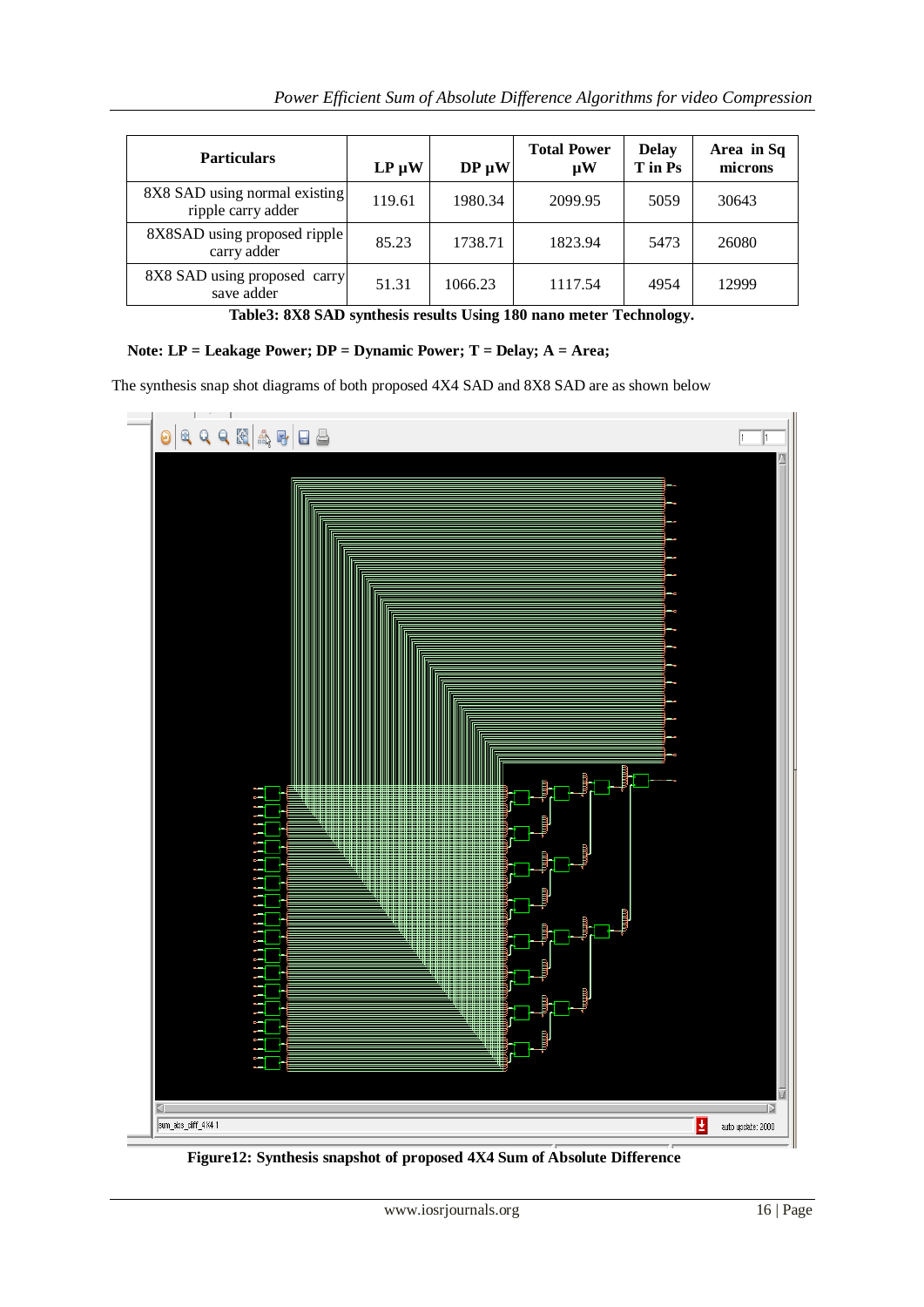| Particulars | LP µW | DP µW | Total Power µW | Delay T in Ps | Area in Sq microns |
|---|---|---|---|---|---|
| 8X8 SAD using normal existing ripple carry adder | 119.61 | 1980.34 | 2099.95 | 5059 | 30643 |
| 8X8SAD using proposed ripple carry adder | 85.23 | 1738.71 | 1823.94 | 5473 | 26080 |
| 8X8 SAD using proposed carry save adder | 51.31 | 1066.23 | 1117.54 | 4954 | 12999 |

**Table3: 8X8 SAD synthesis results Using 180 nano meter Technology.**

**Note: LP = Leakage Power; DP = Dynamic Power; T = Delay; A = Area;**

The synthesis snap shot diagrams of both proposed 4X4 SAD and 8X8 SAD are as shown below

**Figure12: Synthesis snapshot of proposed 4X4 Sum of Absolute Difference**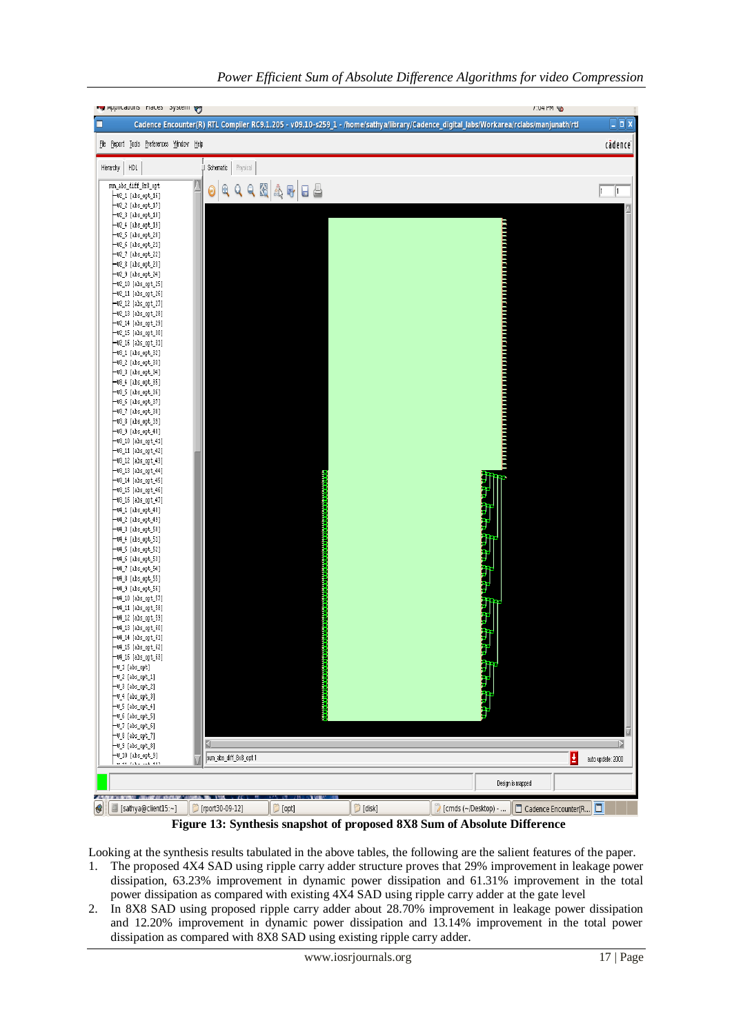**Figure 13: Synthesis snapshot of proposed 8X8 Sum of Absolute Difference**

Looking at the synthesis results tabulated in the above tables, the following are the salient features of the paper.

1. The proposed 4X4 SAD using ripple carry adder structure proves that 29% improvement in leakage power dissipation, 63.23% improvement in dynamic power dissipation and 61.31% improvement in the total power dissipation as compared with existing 4X4 SAD using ripple carry adder at the gate level
2. In 8X8 SAD using proposed ripple carry adder about 28.70% improvement in leakage power dissipation and 12.20% improvement in dynamic power dissipation and 13.14% improvement in the total power dissipation as compared with 8X8 SAD using existing ripple carry adder.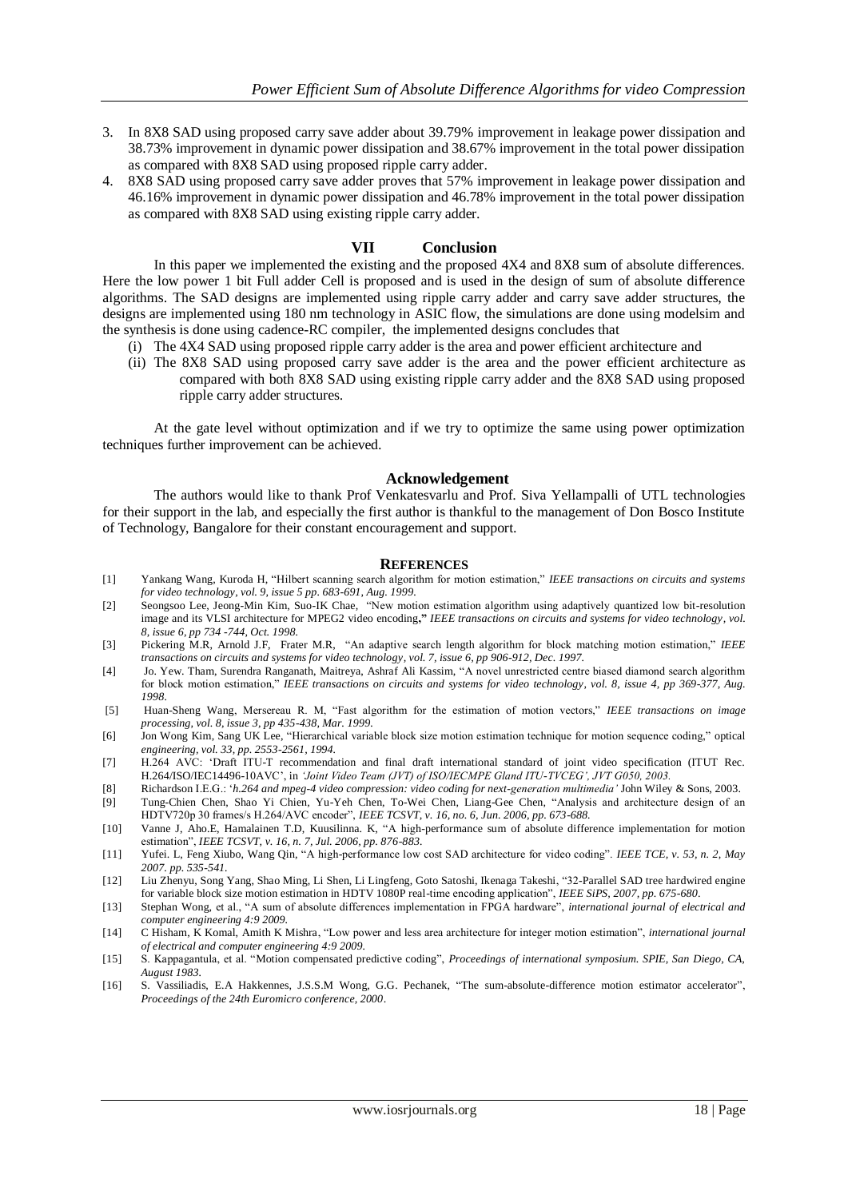3. In 8X8 SAD using proposed carry save adder about 39.79% improvement in leakage power dissipation and 38.73% improvement in dynamic power dissipation and 38.67% improvement in the total power dissipation as compared with 8X8 SAD using proposed ripple carry adder.
4. 8X8 SAD using proposed carry save adder proves that 57% improvement in leakage power dissipation and 46.16% improvement in dynamic power dissipation and 46.78% improvement in the total power dissipation as compared with 8X8 SAD using existing ripple carry adder.

## VII Conclusion

In this paper we implemented the existing and the proposed 4X4 and 8X8 sum of absolute differences. Here the low power 1 bit Full adder Cell is proposed and is used in the design of sum of absolute difference algorithms. The SAD designs are implemented using ripple carry adder and carry save adder structures, the designs are implemented using 180 nm technology in ASIC flow, the simulations are done using modelsim and the synthesis is done using cadence-RC compiler, the implemented designs concludes that

(i) The 4X4 SAD using proposed ripple carry adder is the area and power efficient architecture and
(ii) The 8X8 SAD using proposed carry save adder is the area and the power efficient architecture as compared with both 8X8 SAD using existing ripple carry adder and the 8X8 SAD using proposed ripple carry adder structures.

At the gate level without optimization and if we try to optimize the same using power optimization techniques further improvement can be achieved.

## Acknowledgement

The authors would like to thank Prof Venkatesvarlu and Prof. Siva Yellampalli of UTL technologies for their support in the lab, and especially the first author is thankful to the management of Don Bosco Institute of Technology, Bangalore for their constant encouragement and support.

## REFERENCES

[1] Yankang Wang, Kuroda H, "Hilbert scanning search algorithm for motion estimation," *IEEE transactions on circuits and systems for video technology, vol. 9, issue 5 pp. 683-691, Aug. 1999.*

[2] Seongsoo Lee, Jeong-Min Kim, Suo-IK Chae, "New motion estimation algorithm using adaptively quantized low bit-resolution image and its VLSI architecture for MPEG2 video encoding," *IEEE transactions on circuits and systems for video technology, vol. 8, issue 6, pp 734 -744, Oct. 1998.*

[3] Pickering M.R, Arnold J.F, Frater M.R, "An adaptive search length algorithm for block matching motion estimation," *IEEE transactions on circuits and systems for video technology, vol. 7, issue 6, pp 906-912, Dec. 1997.*

[4] Jo. Yew. Tham, Surendra Ranganath, Maitreya, Ashraf Ali Kassim, "A novel unrestricted centre biased diamond search algorithm for block motion estimation," *IEEE transactions on circuits and systems for video technology, vol. 8, issue 4, pp 369-377, Aug. 1998.*

[5] Huan-Sheng Wang, Mersereau R. M, "Fast algorithm for the estimation of motion vectors," *IEEE transactions on image processing, vol. 8, issue 3, pp 435-438, Mar. 1999.*

[6] Jon Wong Kim, Sang UK Lee, "Hierarchical variable block size motion estimation technique for motion sequence coding," optical *engineering, vol. 33, pp. 2553-2561, 1994.*

[7] H.264 AVC: 'Draft ITU-T recommendation and final draft international standard of joint video specification (ITUT Rec. H.264/ISO/IEC14496-10AVC', in *'Joint Video Team (JVT) of ISO/IECMPE Gland ITU-TVCEG', JVT G050, 2003.*

[8] Richardson I.E.G.: '*h.264 and mpeg-4 video compression: video coding for next-generation multimedia'* John Wiley & Sons, 2003.

[9] Tung-Chien Chen, Shao Yi Chien, Yu-Yeh Chen, To-Wei Chen, Liang-Gee Chen, "Analysis and architecture design of an HDTV720p 30 frames/s H.264/AVC encoder", *IEEE TCSVT, v. 16, no. 6, Jun. 2006, pp. 673-688.*

[10] Vanne J, Aho.E, Hamalainen T.D, Kuusilinna. K, "A high-performance sum of absolute difference implementation for motion estimation", *IEEE TCSVT, v. 16, n. 7, Jul. 2006, pp. 876-883.*

[11] Yufei. L, Feng Xiubo, Wang Qin, "A high-performance low cost SAD architecture for video coding". *IEEE TCE, v. 53, n. 2, May 2007. pp. 535-541.*

[12] Liu Zhenyu, Song Yang, Shao Ming, Li Shen, Li Lingfeng, Goto Satoshi, Ikenaga Takeshi, "32-Parallel SAD tree hardwired engine for variable block size motion estimation in HDTV 1080P real-time encoding application", *IEEE SiPS, 2007, pp. 675-680.*

[13] Stephan Wong, et al., "A sum of absolute differences implementation in FPGA hardware", *international journal of electrical and computer engineering 4:9 2009.*

[14] C Hisham, K Komal, Amith K Mishra, "Low power and less area architecture for integer motion estimation", *international journal of electrical and computer engineering 4:9 2009.*

[15] S. Kappagantula, et al. "Motion compensated predictive coding", *Proceedings of international symposium. SPIE, San Diego, CA, August 1983.*

[16] S. Vassiliadis, E.A Hakkennes, J.S.S.M Wong, G.G. Pechanek, "The sum-absolute-difference motion estimator accelerator", *Proceedings of the 24th Euromicro conference, 2000.*